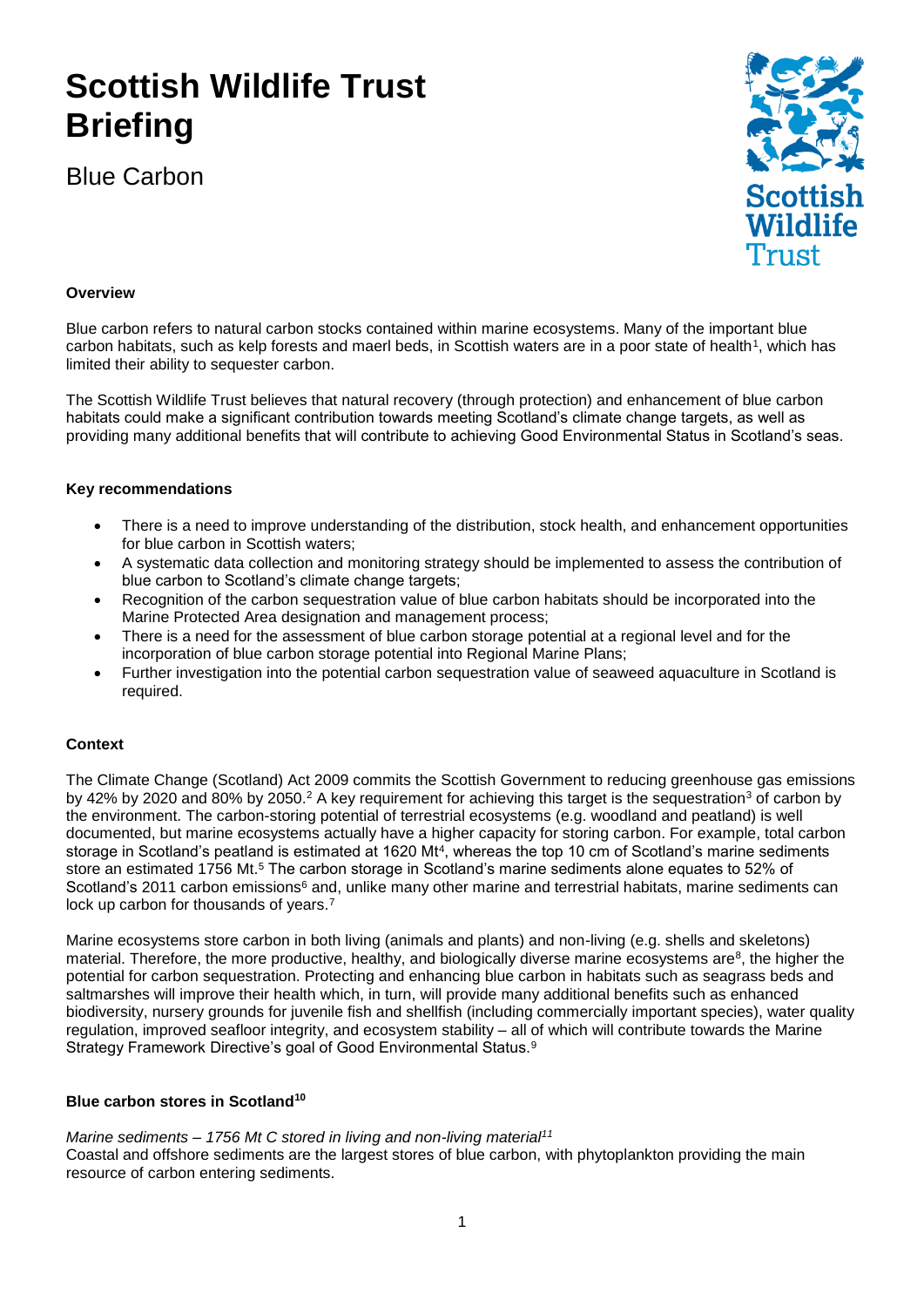# Scottish Wildlife Trust Briefing

## Blue Carbon

**Overview**

Blue carbon refers to natural carbon stocks contained within marine ecosystems. Many of the important blue carbon habitats, such as kelp forests and maerl beds, in Scottish waters are in a poor state of health[1], which has limited their ability to sequester carbon.

The Scottish Wildlife Trust believes that natural recovery (through protection) and enhancement of blue carbon habitats could make a significant contribution towards meeting Scotland's climate change targets, as well as providing many additional benefits that will contribute to achieving Good Environmental Status in Scotland's seas.

**Key recommendations**

- There is a need to improve understanding of the distribution, stock health, and enhancement opportunities for blue carbon in Scottish waters;
- A systematic data collection and monitoring strategy should be implemented to assess the contribution of blue carbon to Scotland's climate change targets;
- Recognition of the carbon sequestration value of blue carbon habitats should be incorporated into the Marine Protected Area designation and management process;
- There is a need for the assessment of blue carbon storage potential at a regional level and for the incorporation of blue carbon storage potential into Regional Marine Plans;
- Further investigation into the potential carbon sequestration value of seaweed aquaculture in Scotland is required.

**Context**

The Climate Change (Scotland) Act 2009 commits the Scottish Government to reducing greenhouse gas emissions by 42% by 2020 and 80% by 2050.[2] A key requirement for achieving this target is the sequestration[3] of carbon by the environment. The carbon-storing potential of terrestrial ecosystems (e.g. woodland and peatland) is well documented, but marine ecosystems actually have a higher capacity for storing carbon. For example, total carbon storage in Scotland's peatland is estimated at 1620 Mt[4], whereas the top 10 cm of Scotland's marine sediments store an estimated 1756 Mt.[5] The carbon storage in Scotland's marine sediments alone equates to 52% of Scotland's 2011 carbon emissions[6] and, unlike many other marine and terrestrial habitats, marine sediments can lock up carbon for thousands of years.[7]

Marine ecosystems store carbon in both living (animals and plants) and non-living (e.g. shells and skeletons) material. Therefore, the more productive, healthy, and biologically diverse marine ecosystems are[8], the higher the potential for carbon sequestration. Protecting and enhancing blue carbon in habitats such as seagrass beds and saltmarshes will improve their health which, in turn, will provide many additional benefits such as enhanced biodiversity, nursery grounds for juvenile fish and shellfish (including commercially important species), water quality regulation, improved seafloor integrity, and ecosystem stability – all of which will contribute towards the Marine Strategy Framework Directive's goal of Good Environmental Status.[9]

**Blue carbon stores in Scotland[10]**

*Marine sediments – 1756 Mt C stored in living and non-living material[11]*
Coastal and offshore sediments are the largest stores of blue carbon, with phytoplankton providing the main resource of carbon entering sediments.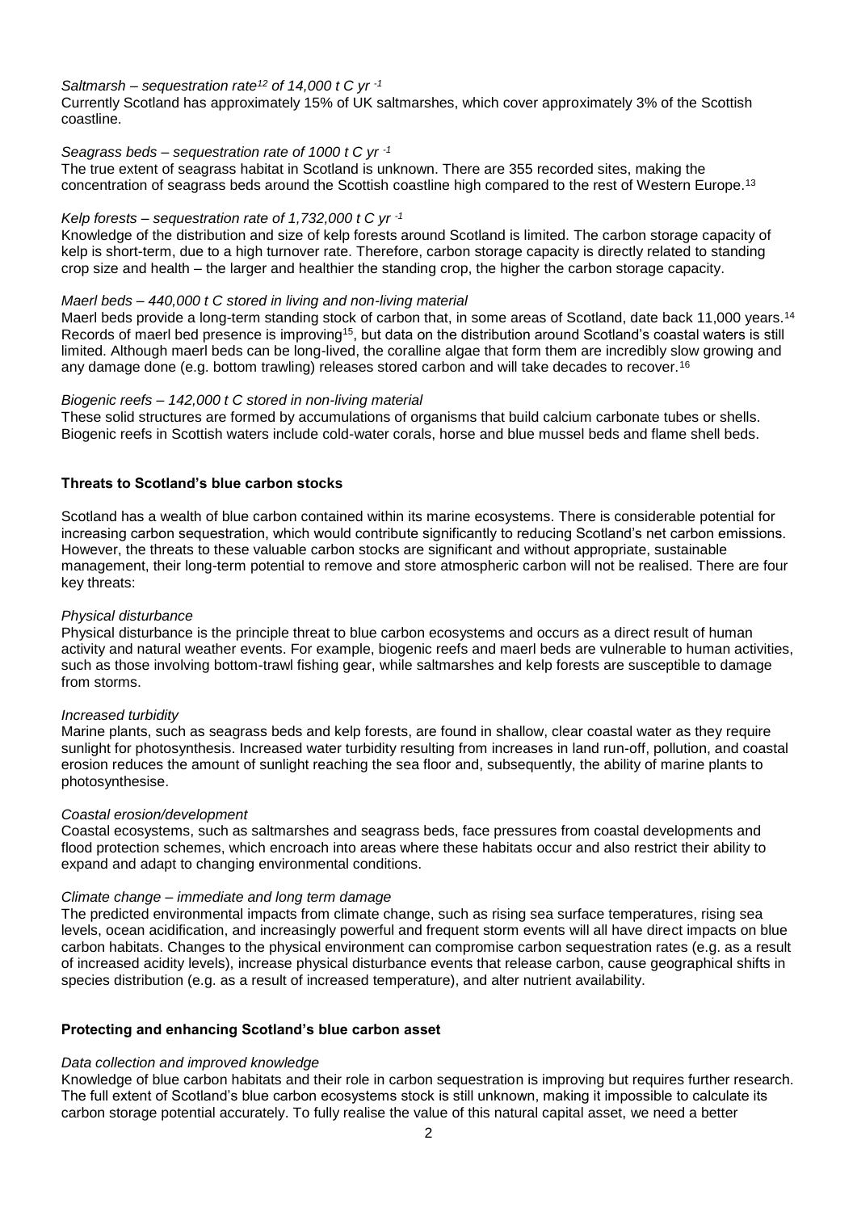*Saltmarsh – sequestration rate[12] of 14,000 t C $yr^{-1}$*

Currently Scotland has approximately 15% of UK saltmarshes, which cover approximately 3% of the Scottish coastline.

*Seagrass beds – sequestration rate of 1000 t C $yr^{-1}$*

The true extent of seagrass habitat in Scotland is unknown. There are 355 recorded sites, making the concentration of seagrass beds around the Scottish coastline high compared to the rest of Western Europe.[13]

*Kelp forests – sequestration rate of 1,732,000 t C $yr^{-1}$*

Knowledge of the distribution and size of kelp forests around Scotland is limited. The carbon storage capacity of kelp is short-term, due to a high turnover rate. Therefore, carbon storage capacity is directly related to standing crop size and health – the larger and healthier the standing crop, the higher the carbon storage capacity.

*Maerl beds – 440,000 t C stored in living and non-living material*

Maerl beds provide a long-term standing stock of carbon that, in some areas of Scotland, date back 11,000 years.[14] Records of maerl bed presence is improving[15], but data on the distribution around Scotland's coastal waters is still limited. Although maerl beds can be long-lived, the coralline algae that form them are incredibly slow growing and any damage done (e.g. bottom trawling) releases stored carbon and will take decades to recover.[16]

*Biogenic reefs – 142,000 t C stored in non-living material*

These solid structures are formed by accumulations of organisms that build calcium carbonate tubes or shells. Biogenic reefs in Scottish waters include cold-water corals, horse and blue mussel beds and flame shell beds.

**Threats to Scotland's blue carbon stocks**

Scotland has a wealth of blue carbon contained within its marine ecosystems. There is considerable potential for increasing carbon sequestration, which would contribute significantly to reducing Scotland's net carbon emissions. However, the threats to these valuable carbon stocks are significant and without appropriate, sustainable management, their long-term potential to remove and store atmospheric carbon will not be realised. There are four key threats:

*Physical disturbance*

Physical disturbance is the principle threat to blue carbon ecosystems and occurs as a direct result of human activity and natural weather events. For example, biogenic reefs and maerl beds are vulnerable to human activities, such as those involving bottom-trawl fishing gear, while saltmarshes and kelp forests are susceptible to damage from storms.

*Increased turbidity*

Marine plants, such as seagrass beds and kelp forests, are found in shallow, clear coastal water as they require sunlight for photosynthesis. Increased water turbidity resulting from increases in land run-off, pollution, and coastal erosion reduces the amount of sunlight reaching the sea floor and, subsequently, the ability of marine plants to photosynthesise.

*Coastal erosion/development*

Coastal ecosystems, such as saltmarshes and seagrass beds, face pressures from coastal developments and flood protection schemes, which encroach into areas where these habitats occur and also restrict their ability to expand and adapt to changing environmental conditions.

*Climate change – immediate and long term damage*

The predicted environmental impacts from climate change, such as rising sea surface temperatures, rising sea levels, ocean acidification, and increasingly powerful and frequent storm events will all have direct impacts on blue carbon habitats. Changes to the physical environment can compromise carbon sequestration rates (e.g. as a result of increased acidity levels), increase physical disturbance events that release carbon, cause geographical shifts in species distribution (e.g. as a result of increased temperature), and alter nutrient availability.

**Protecting and enhancing Scotland's blue carbon asset**

*Data collection and improved knowledge*

Knowledge of blue carbon habitats and their role in carbon sequestration is improving but requires further research. The full extent of Scotland's blue carbon ecosystems stock is still unknown, making it impossible to calculate its carbon storage potential accurately. To fully realise the value of this natural capital asset, we need a better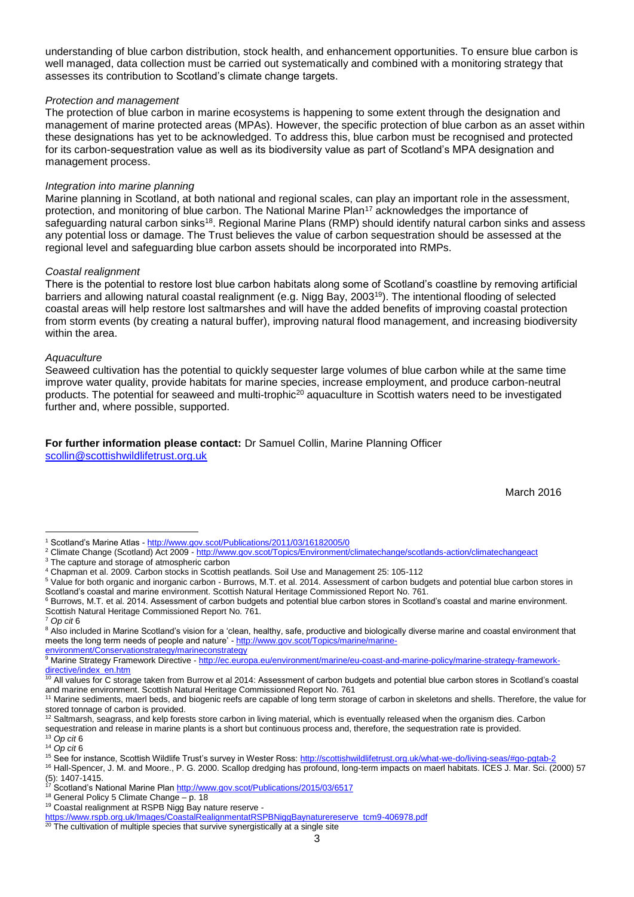understanding of blue carbon distribution, stock health, and enhancement opportunities. To ensure blue carbon is well managed, data collection must be carried out systematically and combined with a monitoring strategy that assesses its contribution to Scotland's climate change targets.

*Protection and management*

The protection of blue carbon in marine ecosystems is happening to some extent through the designation and management of marine protected areas (MPAs). However, the specific protection of blue carbon as an asset within these designations has yet to be acknowledged. To address this, blue carbon must be recognised and protected for its carbon-sequestration value as well as its biodiversity value as part of Scotland's MPA designation and management process.

*Integration into marine planning*

Marine planning in Scotland, at both national and regional scales, can play an important role in the assessment, protection, and monitoring of blue carbon. The National Marine Plan[17] acknowledges the importance of safeguarding natural carbon sinks[18]. Regional Marine Plans (RMP) should identify natural carbon sinks and assess any potential loss or damage. The Trust believes the value of carbon sequestration should be assessed at the regional level and safeguarding blue carbon assets should be incorporated into RMPs.

*Coastal realignment*

There is the potential to restore lost blue carbon habitats along some of Scotland's coastline by removing artificial barriers and allowing natural coastal realignment (e.g. Nigg Bay, 2003[19]). The intentional flooding of selected coastal areas will help restore lost saltmarshes and will have the added benefits of improving coastal protection from storm events (by creating a natural buffer), improving natural flood management, and increasing biodiversity within the area.

*Aquaculture*

Seaweed cultivation has the potential to quickly sequester large volumes of blue carbon while at the same time improve water quality, provide habitats for marine species, increase employment, and produce carbon-neutral products. The potential for seaweed and multi-trophic[20] aquaculture in Scottish waters need to be investigated further and, where possible, supported.

**For further information please contact:** Dr Samuel Collin, Marine Planning Officer
scollin@scottishwildlifetrust.org.uk

March 2016

---

[1] Scotland's Marine Atlas - http://www.gov.scot/Publications/2011/03/16182005/0
[2] Climate Change (Scotland) Act 2009 - http://www.gov.scot/Topics/Environment/climatechange/scotlands-action/climatechangeact
[3] The capture and storage of atmospheric carbon
[4] Chapman et al. 2009. Carbon stocks in Scottish peatlands. Soil Use and Management 25: 105-112
[5] Value for both organic and inorganic carbon - Burrows, M.T. et al. 2014. Assessment of carbon budgets and potential blue carbon stores in Scotland's coastal and marine environment. Scottish Natural Heritage Commissioned Report No. 761.
[6] Burrows, M.T. et al. 2014. Assessment of carbon budgets and potential blue carbon stores in Scotland's coastal and marine environment. Scottish Natural Heritage Commissioned Report No. 761.
[7] *Op cit* 6
[8] Also included in Marine Scotland's vision for a 'clean, healthy, safe, productive and biologically diverse marine and coastal environment that meets the long term needs of people and nature' - http://www.gov.scot/Topics/marine/marine-environment/Conservationstrategy/marineconstrategy
[9] Marine Strategy Framework Directive - http://ec.europa.eu/environment/marine/eu-coast-and-marine-policy/marine-strategy-framework-directive/index_en.htm
[10] All values for C storage taken from Burrow et al 2014: Assessment of carbon budgets and potential blue carbon stores in Scotland's coastal and marine environment. Scottish Natural Heritage Commissioned Report No. 761
[11] Marine sediments, maerl beds, and biogenic reefs are capable of long term storage of carbon in skeletons and shells. Therefore, the value for stored tonnage of carbon is provided.
[12] Saltmarsh, seagrass, and kelp forests store carbon in living material, which is eventually released when the organism dies. Carbon sequestration and release in marine plants is a short but continuous process and, therefore, the sequestration rate is provided.
[13] *Op cit* 6
[14] *Op cit* 6
[15] See for instance, Scottish Wildlife Trust's survey in Wester Ross: http://scottishwildlifetrust.org.uk/what-we-do/living-seas/#go-pgtab-2
[16] Hall-Spencer, J. M. and Moore., P. G. 2000. Scallop dredging has profound, long-term impacts on maerl habitats. ICES J. Mar. Sci. (2000) 57 (5): 1407-1415.
[17] Scotland's National Marine Plan http://www.gov.scot/Publications/2015/03/6517
[18] General Policy 5 Climate Change – p. 18
[19] Coastal realignment at RSPB Nigg Bay nature reserve - https://www.rspb.org.uk/Images/CoastalRealignmentatRSPBNiggBaynaturereserve_tcm9-406978.pdf
[20] The cultivation of multiple species that survive synergistically at a single site